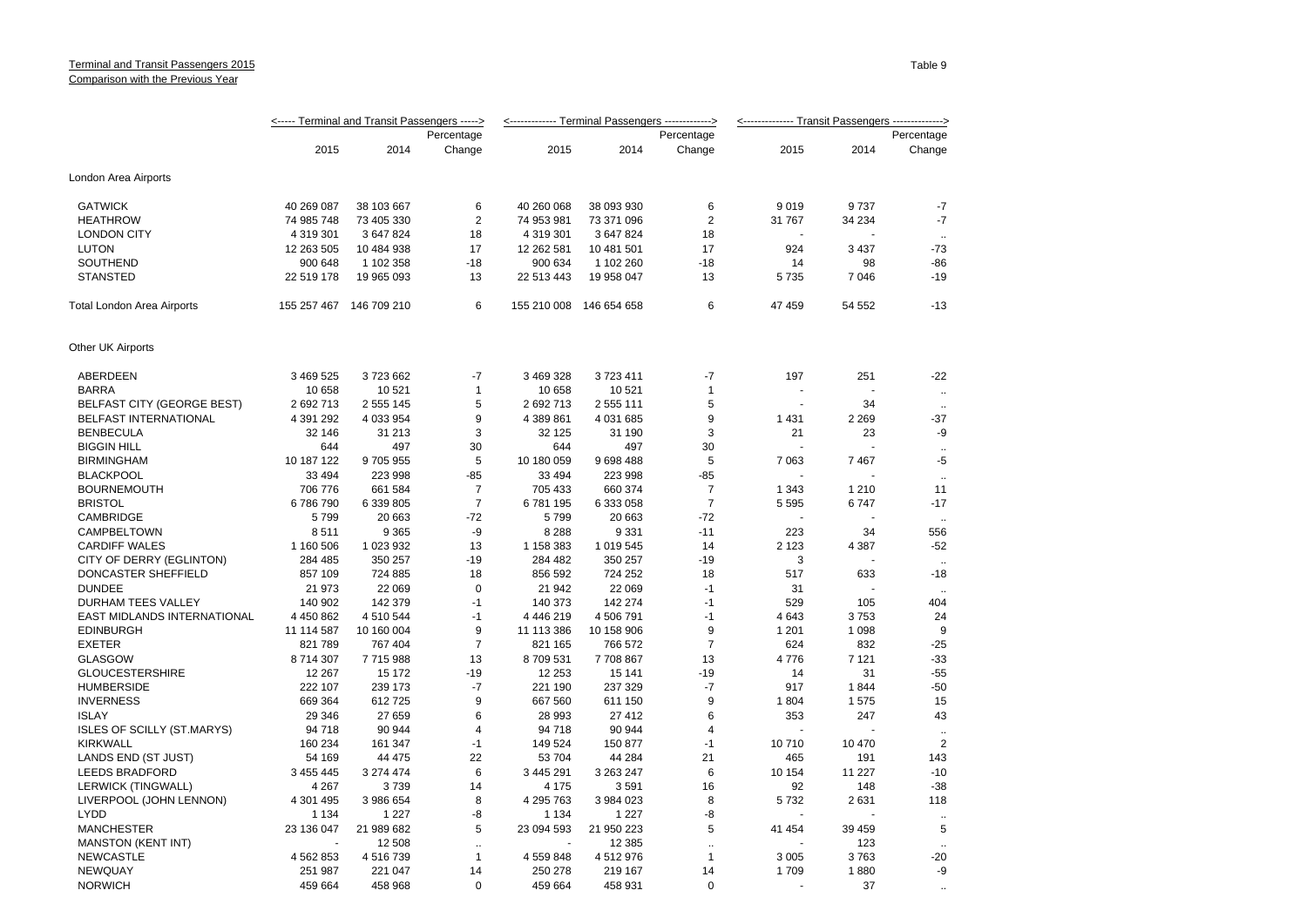Terminal and Transit Passengers 2015

Comparison with the Previous Year

Table 9

| | <----- Terminal and Transit Passengers -----> | | | <------------- Terminal Passengers -------------> | | | <------------- Transit Passengers -------------> | | |
|---|---|---|---|---|---|---|---|---|---|
| | 2015 | 2014 | Percentage Change | 2015 | 2014 | Percentage Change | 2015 | 2014 | Percentage Change |
| **London Area Airports** | | | | | | | | | |
| GATWICK | 40 269 087 | 38 103 667 | 6 | 40 260 068 | 38 093 930 | 6 | 9 019 | 9 737 | -7 |
| HEATHROW | 74 985 748 | 73 405 330 | 2 | 74 953 981 | 73 371 096 | 2 | 31 767 | 34 234 | -7 |
| LONDON CITY | 4 319 301 | 3 647 824 | 18 | 4 319 301 | 3 647 824 | 18 | - | - | .. |
| LUTON | 12 263 505 | 10 484 938 | 17 | 12 262 581 | 10 481 501 | 17 | 924 | 3 437 | -73 |
| SOUTHEND | 900 648 | 1 102 358 | -18 | 900 634 | 1 102 260 | -18 | 14 | 98 | -86 |
| STANSTED | 22 519 178 | 19 965 093 | 13 | 22 513 443 | 19 958 047 | 13 | 5 735 | 7 046 | -19 |
| Total London Area Airports | 155 257 467 | 146 709 210 | 6 | 155 210 008 | 146 654 658 | 6 | 47 459 | 54 552 | -13 |
| **Other UK Airports** | | | | | | | | | |
| ABERDEEN | 3 469 525 | 3 723 662 | -7 | 3 469 328 | 3 723 411 | -7 | 197 | 251 | -22 |
| BARRA | 10 658 | 10 521 | 1 | 10 658 | 10 521 | 1 | - | - | .. |
| BELFAST CITY (GEORGE BEST) | 2 692 713 | 2 555 145 | 5 | 2 692 713 | 2 555 111 | 5 | - | 34 | .. |
| BELFAST INTERNATIONAL | 4 391 292 | 4 033 954 | 9 | 4 389 861 | 4 031 685 | 9 | 1 431 | 2 269 | -37 |
| BENBECULA | 32 146 | 31 213 | 3 | 32 125 | 31 190 | 3 | 21 | 23 | -9 |
| BIGGIN HILL | 644 | 497 | 30 | 644 | 497 | 30 | - | - | .. |
| BIRMINGHAM | 10 187 122 | 9 705 955 | 5 | 10 180 059 | 9 698 488 | 5 | 7 063 | 7 467 | -5 |
| BLACKPOOL | 33 494 | 223 998 | -85 | 33 494 | 223 998 | -85 | - | - | .. |
| BOURNEMOUTH | 706 776 | 661 584 | 7 | 705 433 | 660 374 | 7 | 1 343 | 1 210 | 11 |
| BRISTOL | 6 786 790 | 6 339 805 | 7 | 6 781 195 | 6 333 058 | 7 | 5 595 | 6 747 | -17 |
| CAMBRIDGE | 5 799 | 20 663 | -72 | 5 799 | 20 663 | -72 | - | - | .. |
| CAMPBELTOWN | 8 511 | 9 365 | -9 | 8 288 | 9 331 | -11 | 223 | 34 | 556 |
| CARDIFF WALES | 1 160 506 | 1 023 932 | 13 | 1 158 383 | 1 019 545 | 14 | 2 123 | 4 387 | -52 |
| CITY OF DERRY (EGLINTON) | 284 485 | 350 257 | -19 | 284 482 | 350 257 | -19 | 3 | - | .. |
| DONCASTER SHEFFIELD | 857 109 | 724 885 | 18 | 856 592 | 724 252 | 18 | 517 | 633 | -18 |
| DUNDEE | 21 973 | 22 069 | 0 | 21 942 | 22 069 | -1 | 31 | - | .. |
| DURHAM TEES VALLEY | 140 902 | 142 379 | -1 | 140 373 | 142 274 | -1 | 529 | 105 | 404 |
| EAST MIDLANDS INTERNATIONAL | 4 450 862 | 4 510 544 | -1 | 4 446 219 | 4 506 791 | -1 | 4 643 | 3 753 | 24 |
| EDINBURGH | 11 114 587 | 10 160 004 | 9 | 11 113 386 | 10 158 906 | 9 | 1 201 | 1 098 | 9 |
| EXETER | 821 789 | 767 404 | 7 | 821 165 | 766 572 | 7 | 624 | 832 | -25 |
| GLASGOW | 8 714 307 | 7 715 988 | 13 | 8 709 531 | 7 708 867 | 13 | 4 776 | 7 121 | -33 |
| GLOUCESTERSHIRE | 12 267 | 15 172 | -19 | 12 253 | 15 141 | -19 | 14 | 31 | -55 |
| HUMBERSIDE | 222 107 | 239 173 | -7 | 221 190 | 237 329 | -7 | 917 | 1 844 | -50 |
| INVERNESS | 669 364 | 612 725 | 9 | 667 560 | 611 150 | 9 | 1 804 | 1 575 | 15 |
| ISLAY | 29 346 | 27 659 | 6 | 28 993 | 27 412 | 6 | 353 | 247 | 43 |
| ISLES OF SCILLY (ST.MARYS) | 94 718 | 90 944 | 4 | 94 718 | 90 944 | 4 | - | - | .. |
| KIRKWALL | 160 234 | 161 347 | -1 | 149 524 | 150 877 | -1 | 10 710 | 10 470 | 2 |
| LANDS END (ST JUST) | 54 169 | 44 475 | 22 | 53 704 | 44 284 | 21 | 465 | 191 | 143 |
| LEEDS BRADFORD | 3 455 445 | 3 274 474 | 6 | 3 445 291 | 3 263 247 | 6 | 10 154 | 11 227 | -10 |
| LERWICK (TINGWALL) | 4 267 | 3 739 | 14 | 4 175 | 3 591 | 16 | 92 | 148 | -38 |
| LIVERPOOL (JOHN LENNON) | 4 301 495 | 3 986 654 | 8 | 4 295 763 | 3 984 023 | 8 | 5 732 | 2 631 | 118 |
| LYDD | 1 134 | 1 227 | -8 | 1 134 | 1 227 | -8 | - | - | .. |
| MANCHESTER | 23 136 047 | 21 989 682 | 5 | 23 094 593 | 21 950 223 | 5 | 41 454 | 39 459 | 5 |
| MANSTON (KENT INT) | - | 12 508 | .. | - | 12 385 | .. | - | 123 | .. |
| NEWCASTLE | 4 562 853 | 4 516 739 | 1 | 4 559 848 | 4 512 976 | 1 | 3 005 | 3 763 | -20 |
| NEWQUAY | 251 987 | 221 047 | 14 | 250 278 | 219 167 | 14 | 1 709 | 1 880 | -9 |
| NORWICH | 459 664 | 458 968 | 0 | 459 664 | 458 931 | 0 | - | 37 | .. |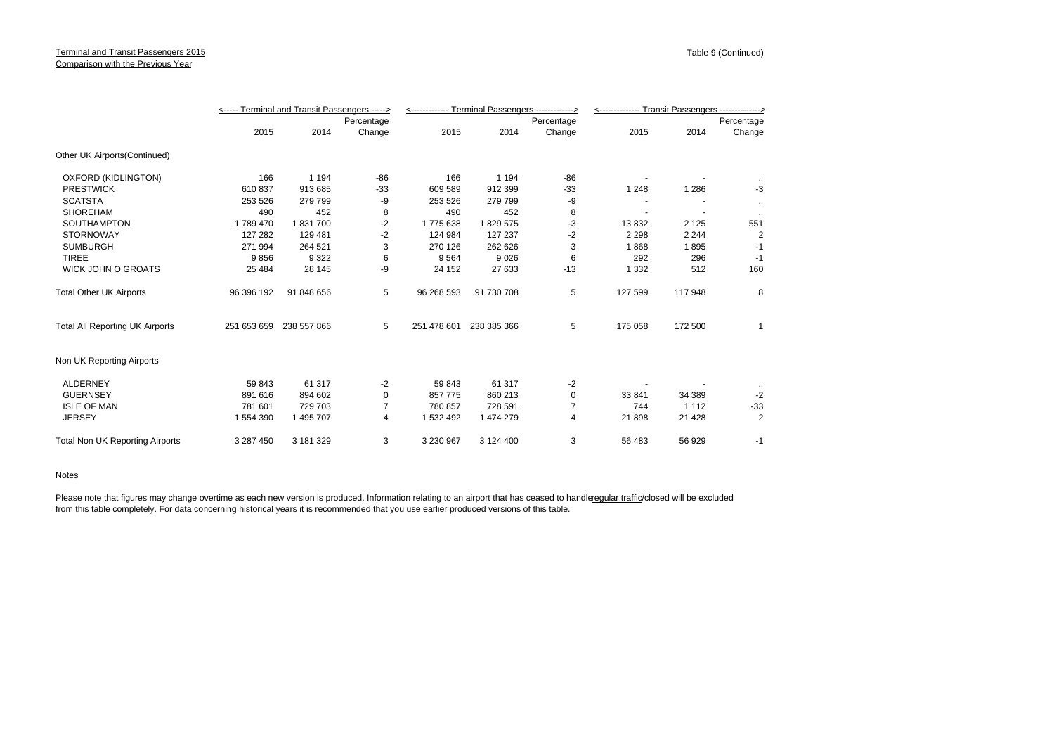Terminal and Transit Passengers 2015
Comparison with the Previous Year

Table 9 (Continued)

| | Terminal and Transit Passengers | | | Terminal Passengers | | | Transit Passengers | | |
|---|---|---|---|---|---|---|---|---|---|
| | 2015 | 2014 | Percentage Change | 2015 | 2014 | Percentage Change | 2015 | 2014 | Percentage Change |
| Other UK Airports(Continued) | | | | | | | | | |
| OXFORD (KIDLINGTON) | 166 | 1 194 | -86 | 166 | 1 194 | -86 | - | - | .. |
| PRESTWICK | 610 837 | 913 685 | -33 | 609 589 | 912 399 | -33 | 1 248 | 1 286 | -3 |
| SCATSTA | 253 526 | 279 799 | -9 | 253 526 | 279 799 | -9 | - | - | .. |
| SHOREHAM | 490 | 452 | 8 | 490 | 452 | 8 | - | - | .. |
| SOUTHAMPTON | 1 789 470 | 1 831 700 | -2 | 1 775 638 | 1 829 575 | -3 | 13 832 | 2 125 | 551 |
| STORNOWAY | 127 282 | 129 481 | -2 | 124 984 | 127 237 | -2 | 2 298 | 2 244 | 2 |
| SUMBURGH | 271 994 | 264 521 | 3 | 270 126 | 262 626 | 3 | 1 868 | 1 895 | -1 |
| TIREE | 9 856 | 9 322 | 6 | 9 564 | 9 026 | 6 | 292 | 296 | -1 |
| WICK JOHN O GROATS | 25 484 | 28 145 | -9 | 24 152 | 27 633 | -13 | 1 332 | 512 | 160 |
| Total Other UK Airports | 96 396 192 | 91 848 656 | 5 | 96 268 593 | 91 730 708 | 5 | 127 599 | 117 948 | 8 |
| Total All Reporting UK Airports | 251 653 659 | 238 557 866 | 5 | 251 478 601 | 238 385 366 | 5 | 175 058 | 172 500 | 1 |
| Non UK Reporting Airports | | | | | | | | | |
| ALDERNEY | 59 843 | 61 317 | -2 | 59 843 | 61 317 | -2 | - | - | .. |
| GUERNSEY | 891 616 | 894 602 | 0 | 857 775 | 860 213 | 0 | 33 841 | 34 389 | -2 |
| ISLE OF MAN | 781 601 | 729 703 | 7 | 780 857 | 728 591 | 7 | 744 | 1 112 | -33 |
| JERSEY | 1 554 390 | 1 495 707 | 4 | 1 532 492 | 1 474 279 | 4 | 21 898 | 21 428 | 2 |
| Total Non UK Reporting Airports | 3 287 450 | 3 181 329 | 3 | 3 230 967 | 3 124 400 | 3 | 56 483 | 56 929 | -1 |

Notes

Please note that figures may change overtime as each new version is produced. Information relating to an airport that has ceased to handle regular traffic/closed will be excluded from this table completely. For data concerning historical years it is recommended that you use earlier produced versions of this table.